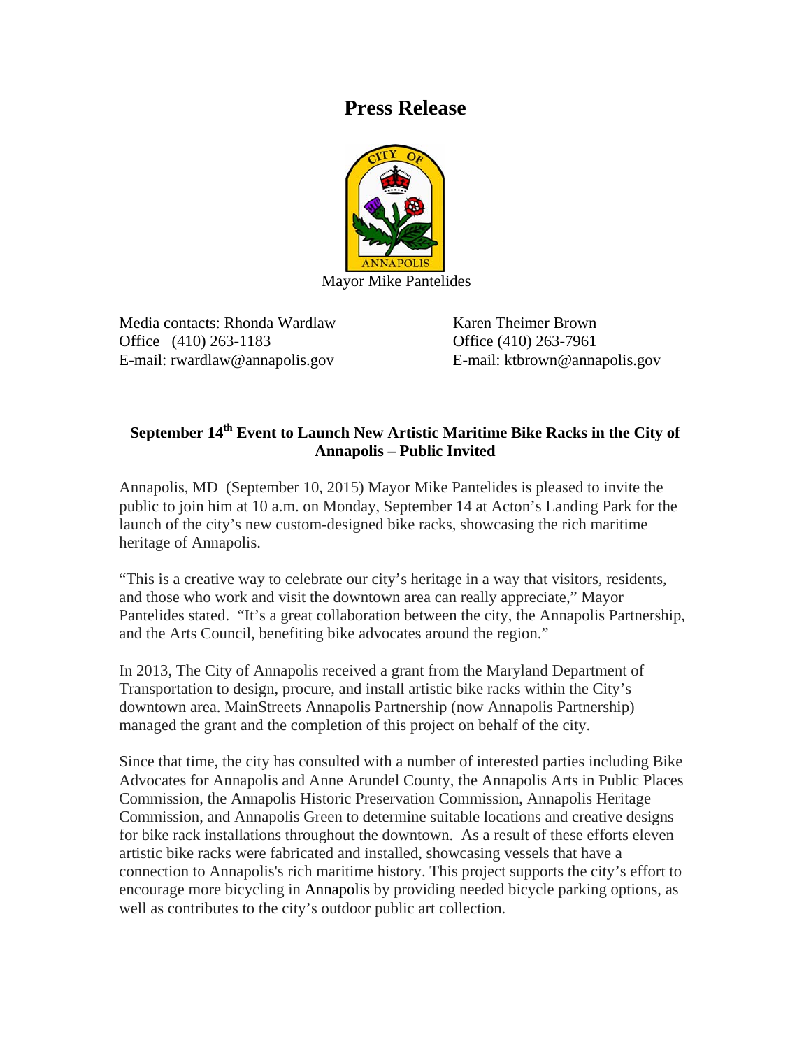# Press Release

Mayor Mike Pantelides

Media contacts: Rhonda Wardlaw
Office (410) 263-1183
E-mail: rwardlaw@annapolis.gov

Karen Theimer Brown
Office (410) 263-7961
E-mail: ktbrown@annapolis.gov

**September 14th Event to Launch New Artistic Maritime Bike Racks in the City of Annapolis – Public Invited**

Annapolis, MD (September 10, 2015) Mayor Mike Pantelides is pleased to invite the public to join him at 10 a.m. on Monday, September 14 at Acton's Landing Park for the launch of the city's new custom-designed bike racks, showcasing the rich maritime heritage of Annapolis.

"This is a creative way to celebrate our city's heritage in a way that visitors, residents, and those who work and visit the downtown area can really appreciate," Mayor Pantelides stated. "It's a great collaboration between the city, the Annapolis Partnership, and the Arts Council, benefiting bike advocates around the region."

In 2013, The City of Annapolis received a grant from the Maryland Department of Transportation to design, procure, and install artistic bike racks within the City's downtown area. MainStreets Annapolis Partnership (now Annapolis Partnership) managed the grant and the completion of this project on behalf of the city.

Since that time, the city has consulted with a number of interested parties including Bike Advocates for Annapolis and Anne Arundel County, the Annapolis Arts in Public Places Commission, the Annapolis Historic Preservation Commission, Annapolis Heritage Commission, and Annapolis Green to determine suitable locations and creative designs for bike rack installations throughout the downtown. As a result of these efforts eleven artistic bike racks were fabricated and installed, showcasing vessels that have a connection to Annapolis's rich maritime history. This project supports the city's effort to encourage more bicycling in Annapolis by providing needed bicycle parking options, as well as contributes to the city's outdoor public art collection.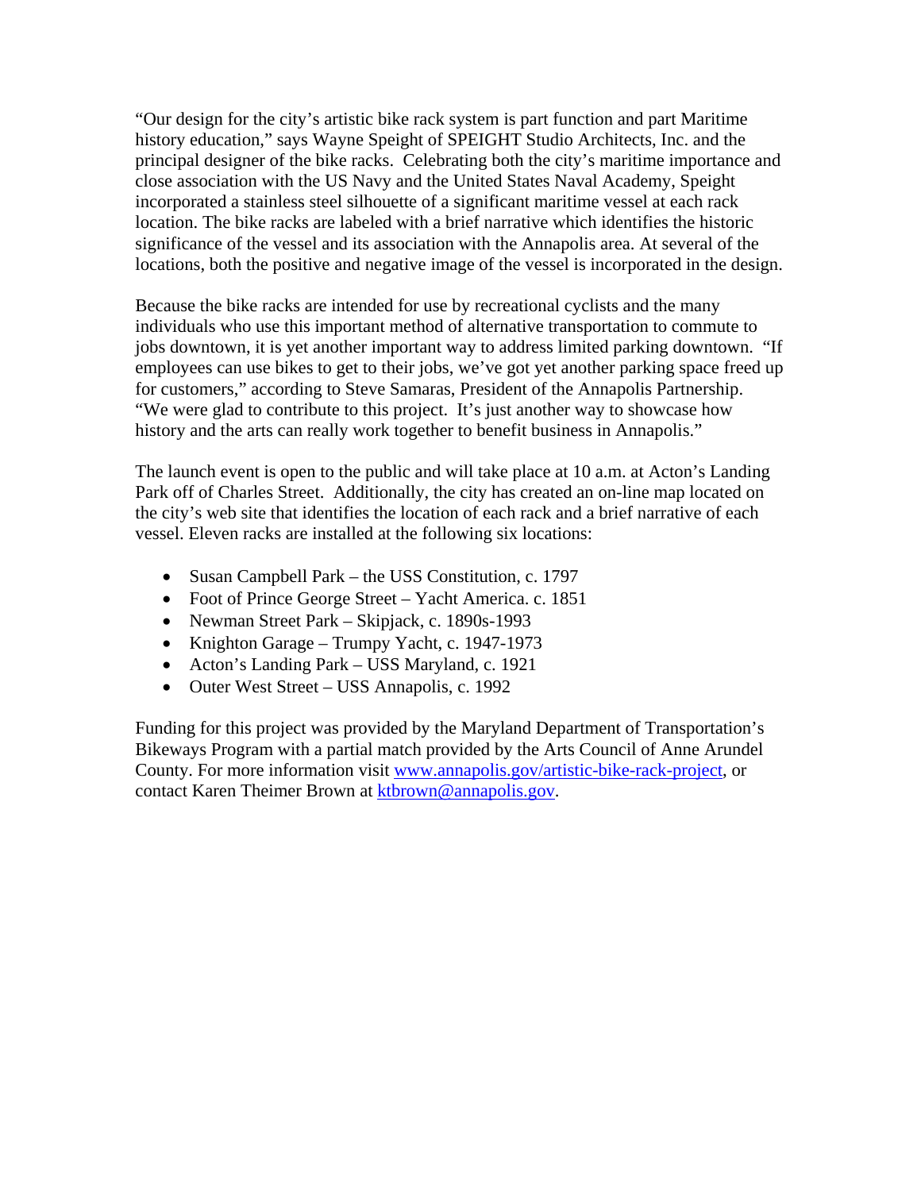"Our design for the city's artistic bike rack system is part function and part Maritime history education," says Wayne Speight of SPEIGHT Studio Architects, Inc. and the principal designer of the bike racks. Celebrating both the city's maritime importance and close association with the US Navy and the United States Naval Academy, Speight incorporated a stainless steel silhouette of a significant maritime vessel at each rack location. The bike racks are labeled with a brief narrative which identifies the historic significance of the vessel and its association with the Annapolis area. At several of the locations, both the positive and negative image of the vessel is incorporated in the design.

Because the bike racks are intended for use by recreational cyclists and the many individuals who use this important method of alternative transportation to commute to jobs downtown, it is yet another important way to address limited parking downtown. "If employees can use bikes to get to their jobs, we've got yet another parking space freed up for customers," according to Steve Samaras, President of the Annapolis Partnership. "We were glad to contribute to this project. It's just another way to showcase how history and the arts can really work together to benefit business in Annapolis."

The launch event is open to the public and will take place at 10 a.m. at Acton's Landing Park off of Charles Street. Additionally, the city has created an on-line map located on the city's web site that identifies the location of each rack and a brief narrative of each vessel. Eleven racks are installed at the following six locations:

- Susan Campbell Park – the USS Constitution, c. 1797
- Foot of Prince George Street – Yacht America. c. 1851
- Newman Street Park – Skipjack, c. 1890s-1993
- Knighton Garage – Trumpy Yacht, c. 1947-1973
- Acton's Landing Park – USS Maryland, c. 1921
- Outer West Street – USS Annapolis, c. 1992

Funding for this project was provided by the Maryland Department of Transportation's Bikeways Program with a partial match provided by the Arts Council of Anne Arundel County. For more information visit [www.annapolis.gov/artistic-bike-rack-project](http://www.annapolis.gov/artistic-bike-rack-project), or contact Karen Theimer Brown at [ktbrown@annapolis.gov](mailto:ktbrown@annapolis.gov).